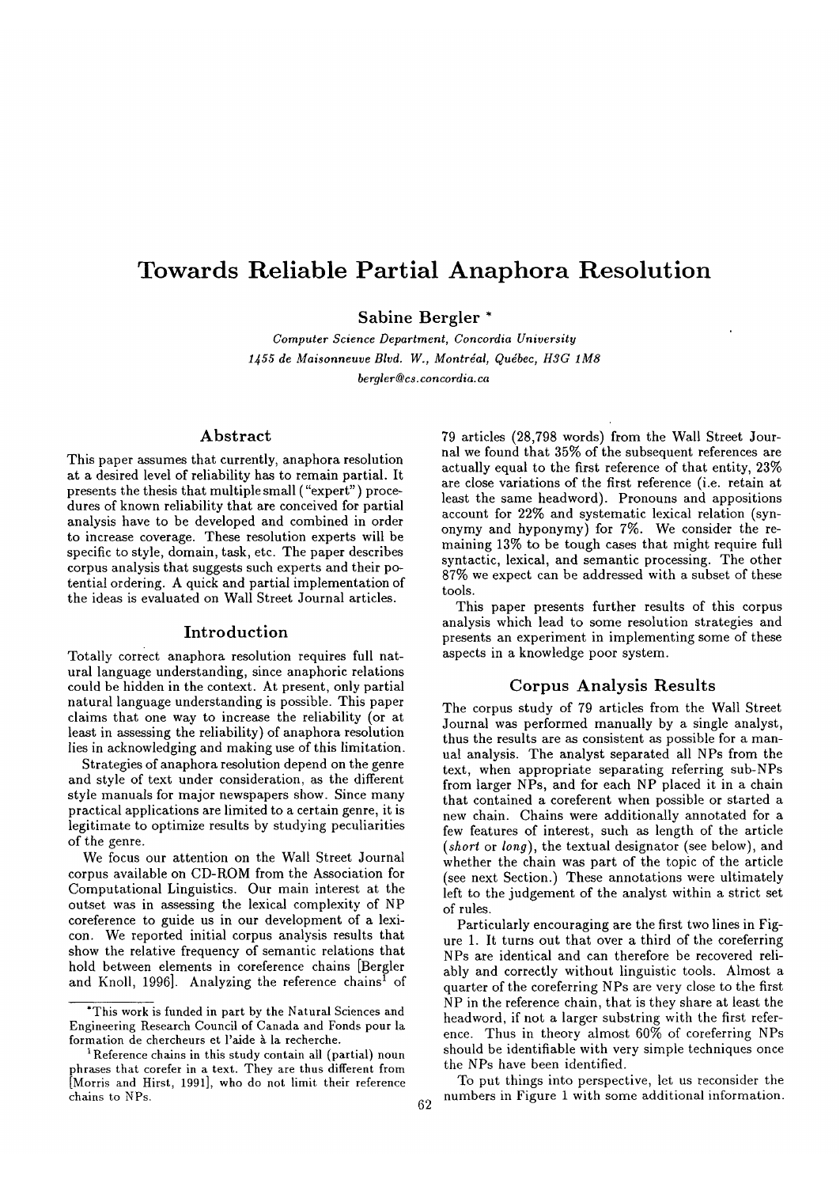# Towards Reliable Partial Anaphora Resolution

**Sabine Bergler** *

*Computer Science Department, Concordia University*
*1455 de Maisonneuve Blvd. W., Montréal, Québec, H3G 1M8*
*bergler@cs.concordia.ca*

## Abstract

This paper assumes that currently, anaphora resolution at a desired level of reliability has to remain partial. It presents the thesis that multiple small ("expert") procedures of known reliability that are conceived for partial analysis have to be developed and combined in order to increase coverage. These resolution experts will be specific to style, domain, task, etc. The paper describes corpus analysis that suggests such experts and their potential ordering. A quick and partial implementation of the ideas is evaluated on Wall Street Journal articles.

## Introduction

Totally correct anaphora resolution requires full natural language understanding, since anaphoric relations could be hidden in the context. At present, only partial natural language understanding is possible. This paper claims that one way to increase the reliability (or at least in assessing the reliability) of anaphora resolution lies in acknowledging and making use of this limitation.

Strategies of anaphora resolution depend on the genre and style of text under consideration, as the different style manuals for major newspapers show. Since many practical applications are limited to a certain genre, it is legitimate to optimize results by studying peculiarities of the genre.

We focus our attention on the Wall Street Journal corpus available on CD-ROM from the Association for Computational Linguistics. Our main interest at the outset was in assessing the lexical complexity of NP coreference to guide us in our development of a lexicon. We reported initial corpus analysis results that show the relative frequency of semantic relations that hold between elements in coreference chains [Bergler and Knoll, 1996]. Analyzing the reference chains[1] of 79 articles (28,798 words) from the Wall Street Journal we found that 35% of the subsequent references are actually equal to the first reference of that entity, 23% are close variations of the first reference (i.e. retain at least the same headword). Pronouns and appositions account for 22% and systematic lexical relation (synonymy and hyponymy) for 7%. We consider the remaining 13% to be tough cases that might require full syntactic, lexical, and semantic processing. The other 87% we expect can be addressed with a subset of these tools.

This paper presents further results of this corpus analysis which lead to some resolution strategies and presents an experiment in implementing some of these aspects in a knowledge poor system.

## Corpus Analysis Results

The corpus study of 79 articles from the Wall Street Journal was performed manually by a single analyst, thus the results are as consistent as possible for a manual analysis. The analyst separated all NPs from the text, when appropriate separating referring sub-NPs from larger NPs, and for each NP placed it in a chain that contained a coreferent when possible or started a new chain. Chains were additionally annotated for a few features of interest, such as length of the article (*short* or *long*), the textual designator (see below), and whether the chain was part of the topic of the article (see next Section.) These annotations were ultimately left to the judgement of the analyst within a strict set of rules.

Particularly encouraging are the first two lines in Figure 1. It turns out that over a third of the coreferring NPs are identical and can therefore be recovered reliably and correctly without linguistic tools. Almost a quarter of the coreferring NPs are very close to the first NP in the reference chain, that is they share at least the headword, if not a larger substring with the first reference. Thus in theory almost 60% of coreferring NPs should be identifiable with very simple techniques once the NPs have been identified.

To put things into perspective, let us reconsider the numbers in Figure 1 with some additional information.

---

*This work is funded in part by the Natural Sciences and Engineering Research Council of Canada and Fonds pour la formation de chercheurs et l'aide à la recherche.

[1] Reference chains in this study contain all (partial) noun phrases that corefer in a text. They are thus different from [Morris and Hirst, 1991], who do not limit their reference chains to NPs.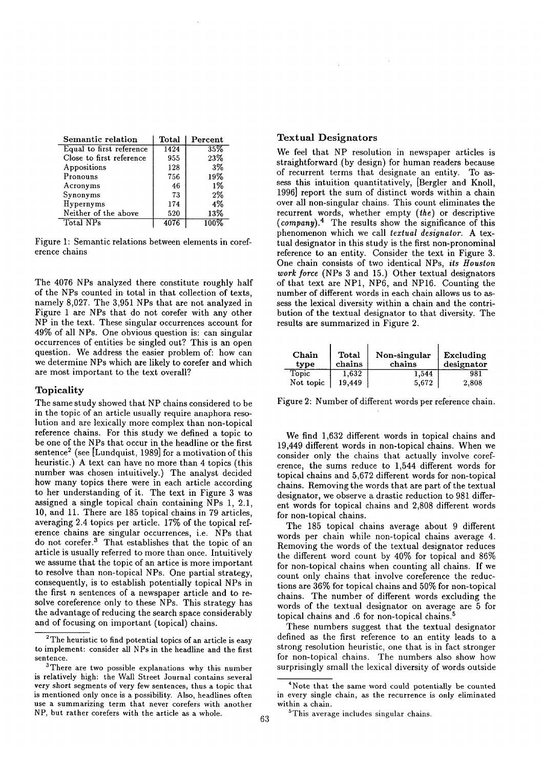| Semantic relation | Total | Percent |
|---|---|---|
| Equal to first reference | 1424 | 35% |
| Close to first reference | 955 | 23% |
| Appositions | 128 | 3% |
| Pronouns | 756 | 19% |
| Acronyms | 46 | 1% |
| Synonyms | 73 | 2% |
| Hypernyms | 174 | 4% |
| Neither of the above | 520 | 13% |
| Total NPs | 4076 | 100% |

Figure 1: Semantic relations between elements in coreference chains

The 4076 NPs analyzed there constitute roughly half of the NPs counted in total in that collection of texts, namely 8,027. The 3,951 NPs that are not analyzed in Figure 1 are NPs that do not corefer with any other NP in the text. These singular occurrences account for 49% of all NPs. One obvious question is: can singular occurrences of entities be singled out? This is an open question. We address the easier problem of: how can we determine NPs which are likely to corefer and which are most important to the text overall?

### Topicality

The same study showed that NP chains considered to be in the topic of an article usually require anaphora resolution and are lexically more complex than non-topical reference chains. For this study we defined a topic to be one of the NPs that occur in the headline or the first sentence[2] (see [Lundquist, 1989] for a motivation of this heuristic.) A text can have no more than 4 topics (this number was chosen intuitively.) The analyst decided how many topics there were in each article according to her understanding of it. The text in Figure 3 was assigned a single topical chain containing NPs 1, 2.1, 10, and 11. There are 185 topical chains in 79 articles, averaging 2.4 topics per article. 17% of the topical reference chains are singular occurrences, i.e. NPs that do not corefer.[3] That establishes that the topic of an article is usually referred to more than once. Intuitively we assume that the topic of an artice is more important to resolve than non-topical NPs. One partial strategy, consequently, is to establish potentially topical NPs in the first *n* sentences of a newspaper article and to resolve coreference only to these NPs. This strategy has the advantage of reducing the search space considerably and of focusing on important (topical) chains.

[2] The heuristic to find potential topics of an article is easy to implement: consider all NPs in the headline and the first sentence.

[3] There are two possible explanations why this number is relatively high: the Wall Street Journal contains several very short segments of very few sentences, thus a topic that is mentioned only once is a possibility. Also, headlines often use a summarizing term that never corefers with another NP, but rather corefers with the article as a whole.

### Textual Designators

We feel that NP resolution in newspaper articles is straightforward (by design) for human readers because of recurrent terms that designate an entity. To assess this intuition quantitatively, [Bergler and Knoll, 1996] report the sum of distinct words within a chain over all non-singular chains. This count eliminates the recurrent words, whether empty (*the*) or descriptive (*company*).[4] The results show the significance of this phenomenon which we call *textual designator*. A textual designator in this study is the first non-pronominal reference to an entity. Consider the text in Figure 3. One chain consists of two identical NPs, *its Houston work force* (NPs 3 and 15.) Other textual designators of that text are NP1, NP6, and NP16. Counting the number of different words in each chain allows us to assess the lexical diversity within a chain and the contribution of the textual designator to that diversity. The results are summarized in Figure 2.

| Chain type | Total chains | Non-singular chains | Excluding designator |
|---|---|---|---|
| Topic | 1,632 | 1,544 | 981 |
| Not topic | 19,449 | 5,672 | 2,808 |

Figure 2: Number of different words per reference chain.

We find 1,632 different words in topical chains and 19,449 different words in non-topical chains. When we consider only the chains that actually involve coreference, the sums reduce to 1,544 different words for topical chains and 5,672 different words for non-topical chains. Removing the words that are part of the textual designator, we observe a drastic reduction to 981 different words for topical chains and 2,808 different words for non-topical chains.

The 185 topical chains average about 9 different words per chain while non-topical chains average 4. Removing the words of the textual designator reduces the different word count by 40% for topical and 86% for non-topical chains when counting all chains. If we count only chains that involve coreference the reductions are 36% for topical chains and 50% for non-topical chains. The number of different words excluding the words of the textual designator on average are 5 for topical chains and .6 for non-topical chains.[5]

These numbers suggest that the textual designator defined as the first reference to an entity leads to a strong resolution heuristic, one that is in fact stronger for non-topical chains. The numbers also show how surprisingly small the lexical diversity of words outside

[4] Note that the same word could potentially be counted in every single chain, as the recurrence is only eliminated within a chain.

[5] This average includes singular chains.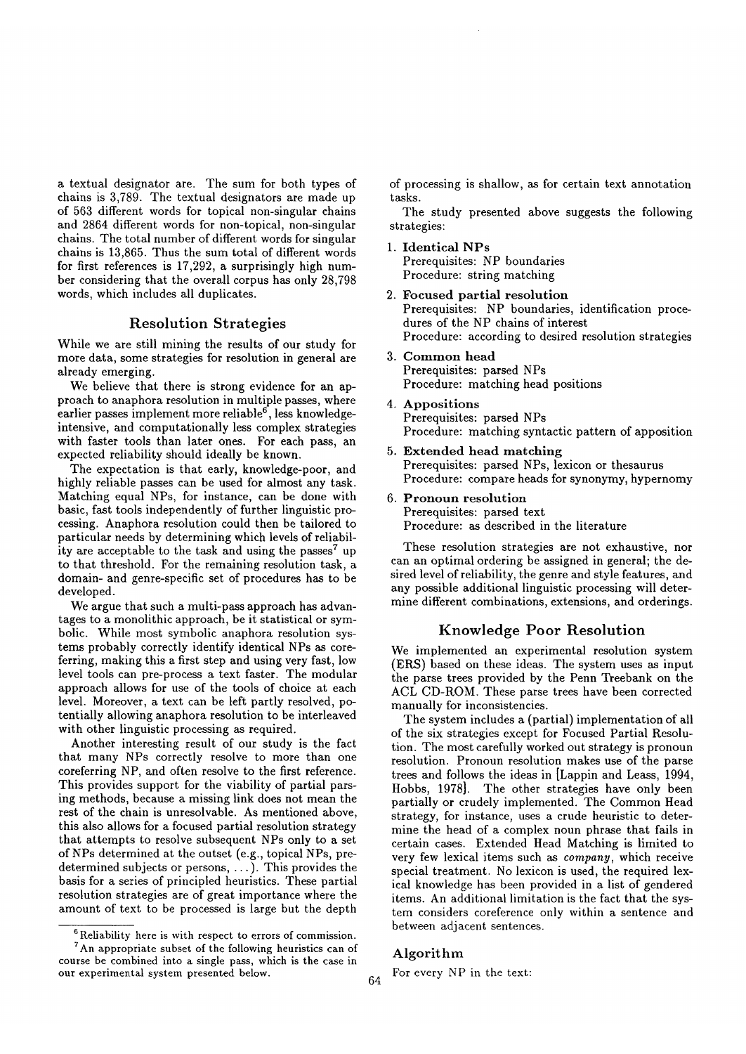a textual designator are. The sum for both types of chains is 3,789. The textual designators are made up of 563 different words for topical non-singular chains and 2864 different words for non-topical, non-singular chains. The total number of different words for singular chains is 13,865. Thus the sum total of different words for first references is 17,292, a surprisingly high number considering that the overall corpus has only 28,798 words, which includes all duplicates.

## Resolution Strategies

While we are still mining the results of our study for more data, some strategies for resolution in general are already emerging.

We believe that there is strong evidence for an approach to anaphora resolution in multiple passes, where earlier passes implement more reliable[6], less knowledge-intensive, and computationally less complex strategies with faster tools than later ones. For each pass, an expected reliability should ideally be known.

The expectation is that early, knowledge-poor, and highly reliable passes can be used for almost any task. Matching equal NPs, for instance, can be done with basic, fast tools independently of further linguistic processing. Anaphora resolution could then be tailored to particular needs by determining which levels of reliability are acceptable to the task and using the passes[7] up to that threshold. For the remaining resolution task, a domain- and genre-specific set of procedures has to be developed.

We argue that such a multi-pass approach has advantages to a monolithic approach, be it statistical or symbolic. While most symbolic anaphora resolution systems probably correctly identify identical NPs as coreferring, making this a first step and using very fast, low level tools can pre-process a text faster. The modular approach allows for use of the tools of choice at each level. Moreover, a text can be left partly resolved, potentially allowing anaphora resolution to be interleaved with other linguistic processing as required.

Another interesting result of our study is the fact that many NPs correctly resolve to more than one coreferring NP, and often resolve to the first reference. This provides support for the viability of partial parsing methods, because a missing link does not mean the rest of the chain is unresolvable. As mentioned above, this also allows for a focused partial resolution strategy that attempts to resolve subsequent NPs only to a set of NPs determined at the outset (e.g., topical NPs, predetermined subjects or persons, ...). This provides the basis for a series of principled heuristics. These partial resolution strategies are of great importance where the amount of text to be processed is large but the depth of processing is shallow, as for certain text annotation tasks.

[6] Reliability here is with respect to errors of commission.

[7] An appropriate subset of the following heuristics can of course be combined into a single pass, which is the case in our experimental system presented below.

The study presented above suggests the following strategies:

1. **Identical NPs**
   Prerequisites: NP boundaries
   Procedure: string matching
2. **Focused partial resolution**
   Prerequisites: NP boundaries, identification procedures of the NP chains of interest
   Procedure: according to desired resolution strategies
3. **Common head**
   Prerequisites: parsed NPs
   Procedure: matching head positions
4. **Appositions**
   Prerequisites: parsed NPs
   Procedure: matching syntactic pattern of apposition
5. **Extended head matching**
   Prerequisites: parsed NPs, lexicon or thesaurus
   Procedure: compare heads for synonymy, hypernomy
6. **Pronoun resolution**
   Prerequisites: parsed text
   Procedure: as described in the literature

These resolution strategies are not exhaustive, nor can an optimal ordering be assigned in general; the desired level of reliability, the genre and style features, and any possible additional linguistic processing will determine different combinations, extensions, and orderings.

## Knowledge Poor Resolution

We implemented an experimental resolution system (ERS) based on these ideas. The system uses as input the parse trees provided by the Penn Treebank on the ACL CD-ROM. These parse trees have been corrected manually for inconsistencies.

The system includes a (partial) implementation of all of the six strategies except for Focused Partial Resolution. The most carefully worked out strategy is pronoun resolution. Pronoun resolution makes use of the parse trees and follows the ideas in [Lappin and Leass, 1994, Hobbs, 1978]. The other strategies have only been partially or crudely implemented. The Common Head strategy, for instance, uses a crude heuristic to determine the head of a complex noun phrase that fails in certain cases. Extended Head Matching is limited to very few lexical items such as *company*, which receive special treatment. No lexicon is used, the required lexical knowledge has been provided in a list of gendered items. An additional limitation is the fact that the system considers coreference only within a sentence and between adjacent sentences.

### Algorithm

For every NP in the text: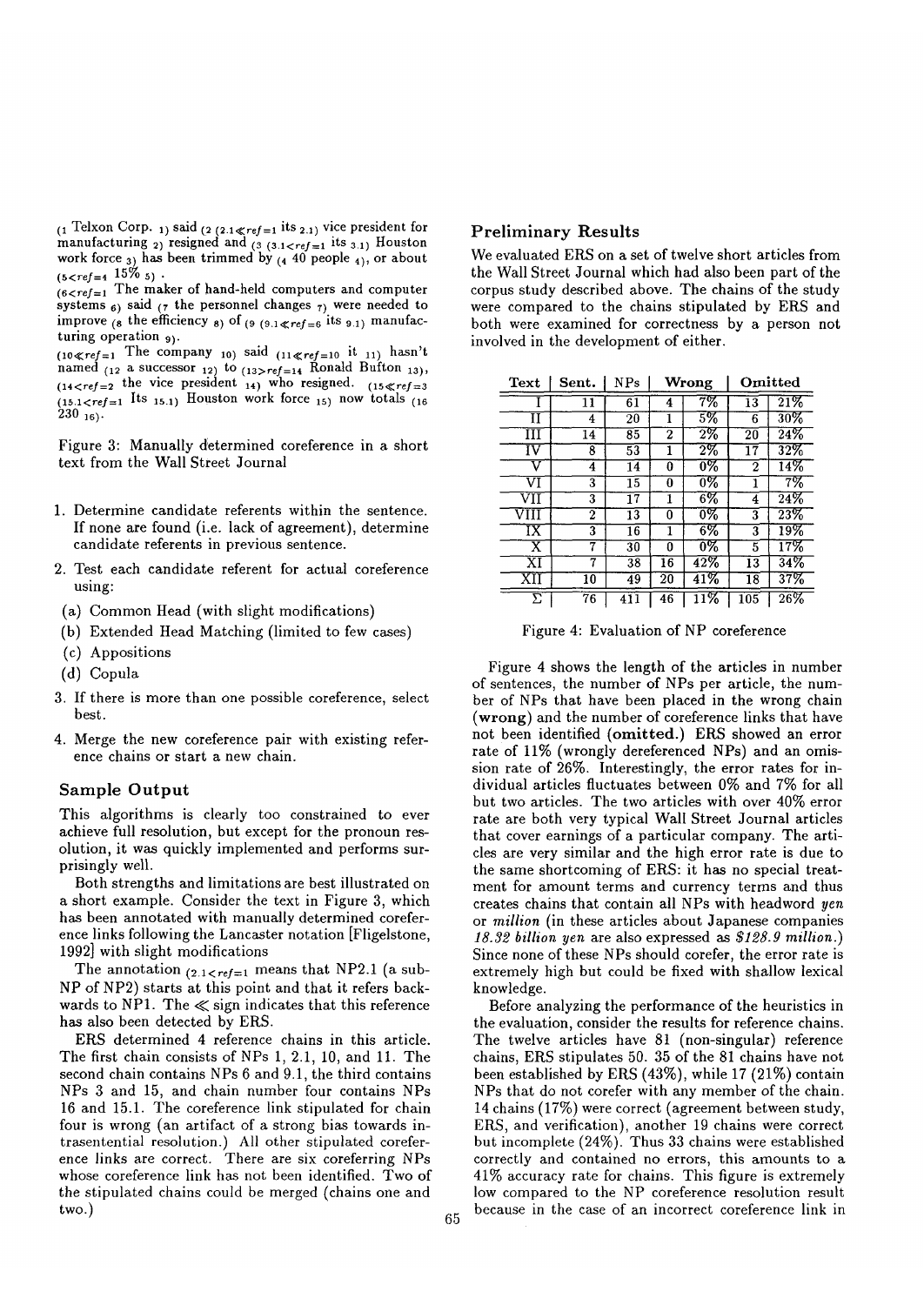$({}_1$ Telxon Corp. ${}_{1})$ said $({}_2$ $({}_{2.1 \ll ref=1}$ its ${}_{2.1})$ vice president for manufacturing ${}_{2})$ resigned and $({}_3$ $({}_{3.1 < ref=1}$ its ${}_{3.1})$ Houston work force ${}_{3})$ has been trimmed by $({}_4$ 40 people ${}_{4})$, or about $({}_{5 < ref=4}$ 15% ${}_{5})$ .

$({}_{6 < ref=1}$ The maker of hand-held computers and computer systems ${}_{6})$ said $({}_7$ the personnel changes ${}_{7})$ were needed to improve $({}_8$ the efficiency ${}_{8})$ of $({}_9$ $({}_{9.1 \ll ref=6}$ its ${}_{9.1})$ manufacturing operation ${}_{9})$.

$({}_{10 \ll ref=1}$ The company ${}_{10})$ said $({}_{11 \ll ref=10}$ it ${}_{11})$ hasn't named $({}_{12}$ a successor ${}_{12})$ to $({}_{13 > ref=14}$ Ronald Bufton ${}_{13})$, $({}_{14 < ref=2}$ the vice president ${}_{14})$ who resigned. $({}_{15 \ll ref=3}$ $({}_{15.1 < ref=1}$ Its ${}_{15.1})$ Houston work force ${}_{15})$ now totals $({}_{16}$ 230 ${}_{16})$.

Figure 3: Manually determined coreference in a short text from the Wall Street Journal

1. Determine candidate referents within the sentence. If none are found (i.e. lack of agreement), determine candidate referents in previous sentence.
2. Test each candidate referent for actual coreference using:
   (a) Common Head (with slight modifications)
   (b) Extended Head Matching (limited to few cases)
   (c) Appositions
   (d) Copula
3. If there is more than one possible coreference, select best.
4. Merge the new coreference pair with existing reference chains or start a new chain.

## Sample Output

This algorithms is clearly too constrained to ever achieve full resolution, but except for the pronoun resolution, it was quickly implemented and performs surprisingly well.

Both strengths and limitations are best illustrated on a short example. Consider the text in Figure 3, which has been annotated with manually determined coreference links following the Lancaster notation [Fligelstone, 1992] with slight modifications

The annotation $({}_{2.1 < ref=1}$ means that NP2.1 (a sub-NP of NP2) starts at this point and that it refers backwards to NP1. The $\ll$ sign indicates that this reference has also been detected by ERS.

ERS determined 4 reference chains in this article. The first chain consists of NPs 1, 2.1, 10, and 11. The second chain contains NPs 6 and 9.1, the third contains NPs 3 and 15, and chain number four contains NPs 16 and 15.1. The coreference link stipulated for chain four is wrong (an artifact of a strong bias towards intrasentential resolution.) All other stipulated coreference links are correct. There are six coreferring NPs whose coreference link has not been identified. Two of the stipulated chains could be merged (chains one and two.)

## Preliminary Results

We evaluated ERS on a set of twelve short articles from the Wall Street Journal which had also been part of the corpus study described above. The chains of the study were compared to the chains stipulated by ERS and both were examined for correctness by a person not involved in the development of either.

| Text | Sent. | NPs | Wrong | | Omitted | |
|---|---|---|---|---|---|---|
| I | 11 | 61 | 4 | 7% | 13 | 21% |
| II | 4 | 20 | 1 | 5% | 6 | 30% |
| III | 14 | 85 | 2 | 2% | 20 | 24% |
| IV | 8 | 53 | 1 | 2% | 17 | 32% |
| V | 4 | 14 | 0 | 0% | 2 | 14% |
| VI | 3 | 15 | 0 | 0% | 1 | 7% |
| VII | 3 | 17 | 1 | 6% | 4 | 24% |
| VIII | 2 | 13 | 0 | 0% | 3 | 23% |
| IX | 3 | 16 | 1 | 6% | 3 | 19% |
| X | 7 | 30 | 0 | 0% | 5 | 17% |
| XI | 7 | 38 | 16 | 42% | 13 | 34% |
| XII | 10 | 49 | 20 | 41% | 18 | 37% |
| $\Sigma$ | 76 | 411 | 46 | 11% | 105 | 26% |

Figure 4: Evaluation of NP coreference

Figure 4 shows the length of the articles in number of sentences, the number of NPs per article, the number of NPs that have been placed in the wrong chain (**wrong**) and the number of coreference links that have not been identified (**omitted.**) ERS showed an error rate of 11% (wrongly dereferenced NPs) and an omission rate of 26%. Interestingly, the error rates for individual articles fluctuates between 0% and 7% for all but two articles. The two articles with over 40% error rate are both very typical Wall Street Journal articles that cover earnings of a particular company. The articles are very similar and the high error rate is due to the same shortcoming of ERS: it has no special treatment for amount terms and currency terms and thus creates chains that contain all NPs with headword *yen* or *million* (in these articles about Japanese companies *18.32 billion yen* are also expressed as *$128.9 million*.) Since none of these NPs should corefer, the error rate is extremely high but could be fixed with shallow lexical knowledge.

Before analyzing the performance of the heuristics in the evaluation, consider the results for reference chains. The twelve articles have 81 (non-singular) reference chains, ERS stipulates 50. 35 of the 81 chains have not been established by ERS (43%), while 17 (21%) contain NPs that do not corefer with any member of the chain. 14 chains (17%) were correct (agreement between study, ERS, and verification), another 19 chains were correct but incomplete (24%). Thus 33 chains were established correctly and contained no errors, this amounts to a 41% accuracy rate for chains. This figure is extremely low compared to the NP coreference resolution result because in the case of an incorrect coreference link in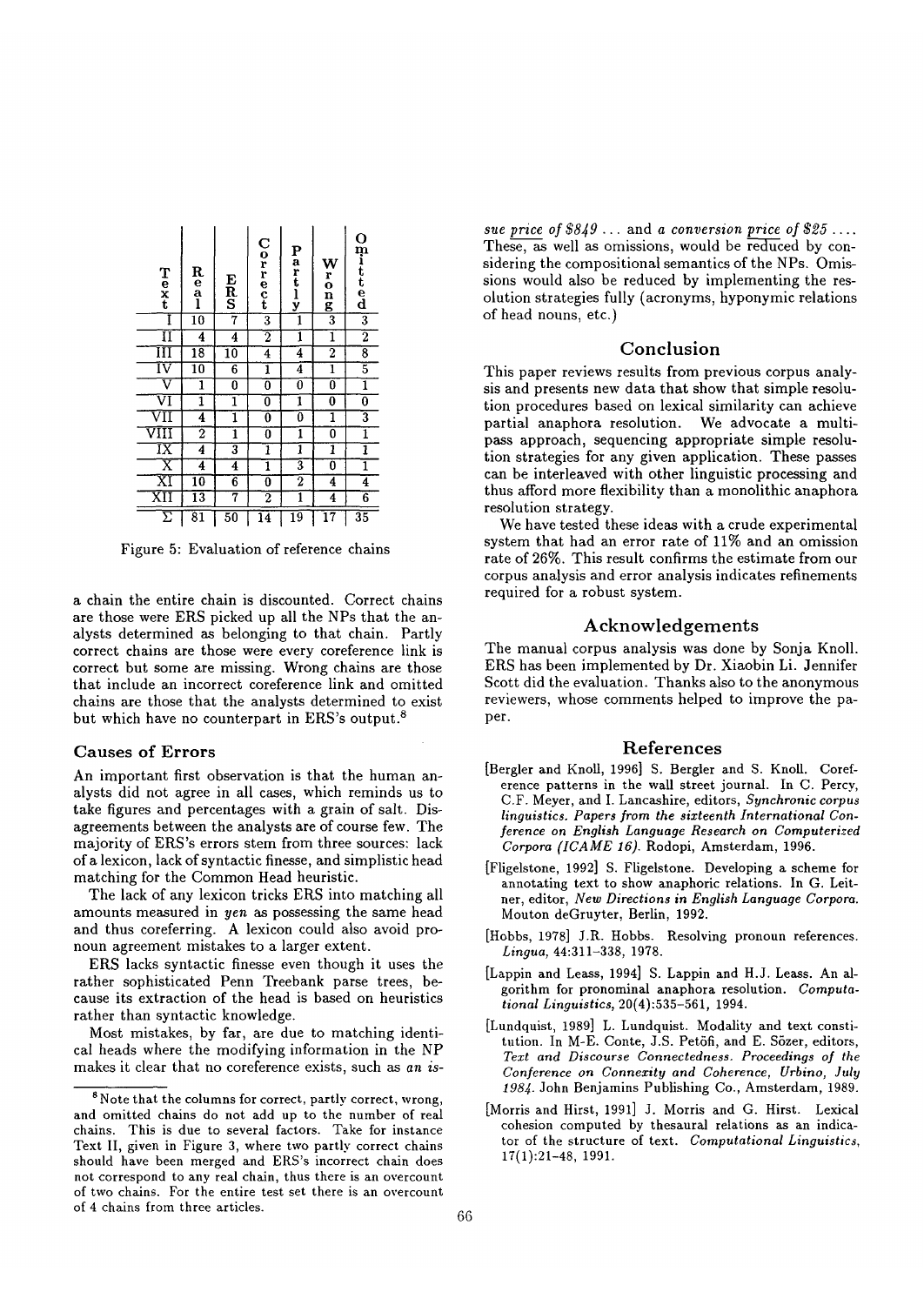| Text | Real | ERS | Correct | Partly | Wrong | Omitted |
|---|---|---|---|---|---|---|
| I | 10 | 7 | 3 | 1 | 3 | 3 |
| II | 4 | 4 | 2 | 1 | 1 | 2 |
| III | 18 | 10 | 4 | 4 | 2 | 8 |
| IV | 10 | 6 | 1 | 4 | 1 | 5 |
| V | 1 | 0 | 0 | 0 | 0 | 1 |
| VI | 1 | 1 | 0 | 1 | 0 | 0 |
| VII | 4 | 1 | 0 | 0 | 1 | 3 |
| VIII | 2 | 1 | 0 | 1 | 0 | 1 |
| IX | 4 | 3 | 1 | 1 | 1 | 1 |
| X | 4 | 4 | 1 | 3 | 0 | 1 |
| XI | 10 | 6 | 0 | 2 | 4 | 4 |
| XII | 13 | 7 | 2 | 1 | 4 | 6 |
| Σ | 81 | 50 | 14 | 19 | 17 | 35 |

Figure 5: Evaluation of reference chains

a chain the entire chain is discounted. Correct chains are those were ERS picked up all the NPs that the analysts determined as belonging to that chain. Partly correct chains are those were every coreference link is correct but some are missing. Wrong chains are those that include an incorrect coreference link and omitted chains are those that the analysts determined to exist but which have no counterpart in ERS's output.[8]

### Causes of Errors

An important first observation is that the human analysts did not agree in all cases, which reminds us to take figures and percentages with a grain of salt. Disagreements between the analysts are of course few. The majority of ERS's errors stem from three sources: lack of a lexicon, lack of syntactic finesse, and simplistic head matching for the Common Head heuristic.

The lack of any lexicon tricks ERS into matching all amounts measured in *yen* as possessing the same head and thus coreferring. A lexicon could also avoid pronoun agreement mistakes to a larger extent.

ERS lacks syntactic finesse even though it uses the rather sophisticated Penn Treebank parse trees, because its extraction of the head is based on heuristics rather than syntactic knowledge.

Most mistakes, by far, are due to matching identical heads where the modifying information in the NP makes it clear that no coreference exists, such as *an issue price of $849* ... and *a conversion price of $25* .... These, as well as omissions, would be reduced by considering the compositional semantics of the NPs. Omissions would also be reduced by implementing the resolution strategies fully (acronyms, hyponymic relations of head nouns, etc.)

[8] Note that the columns for correct, partly correct, wrong, and omitted chains do not add up to the number of real chains. This is due to several factors. Take for instance Text II, given in Figure 3, where two partly correct chains should have been merged and ERS's incorrect chain does not correspond to any real chain, thus there is an overcount of two chains. For the entire test set there is an overcount of 4 chains from three articles.

## Conclusion

This paper reviews results from previous corpus analysis and presents new data that show that simple resolution procedures based on lexical similarity can achieve partial anaphora resolution. We advocate a multipass approach, sequencing appropriate simple resolution strategies for any given application. These passes can be interleaved with other linguistic processing and thus afford more flexibility than a monolithic anaphora resolution strategy.

We have tested these ideas with a crude experimental system that had an error rate of 11% and an omission rate of 26%. This result confirms the estimate from our corpus analysis and error analysis indicates refinements required for a robust system.

## Acknowledgements

The manual corpus analysis was done by Sonja Knoll. ERS has been implemented by Dr. Xiaobin Li. Jennifer Scott did the evaluation. Thanks also to the anonymous reviewers, whose comments helped to improve the paper.

## References

[Bergler and Knoll, 1996] S. Bergler and S. Knoll. Coreference patterns in the wall street journal. In C. Percy, C.F. Meyer, and I. Lancashire, editors, *Synchronic corpus linguistics. Papers from the sixteenth International Conference on English Language Research on Computerized Corpora (ICAME 16)*. Rodopi, Amsterdam, 1996.

[Fligelstone, 1992] S. Fligelstone. Developing a scheme for annotating text to show anaphoric relations. In G. Leitner, editor, *New Directions in English Language Corpora*. Mouton deGruyter, Berlin, 1992.

[Hobbs, 1978] J.R. Hobbs. Resolving pronoun references. *Lingua*, 44:311–338, 1978.

[Lappin and Leass, 1994] S. Lappin and H.J. Leass. An algorithm for pronominal anaphora resolution. *Computational Linguistics*, 20(4):535–561, 1994.

[Lundquist, 1989] L. Lundquist. Modality and text constitution. In M-E. Conte, J.S. Petöfi, and E. Sözer, editors, *Text and Discourse Connectedness. Proceedings of the Conference on Connexity and Coherence, Urbino, July 1984*. John Benjamins Publishing Co., Amsterdam, 1989.

[Morris and Hirst, 1991] J. Morris and G. Hirst. Lexical cohesion computed by thesaural relations as an indicator of the structure of text. *Computational Linguistics*, 17(1):21–48, 1991.